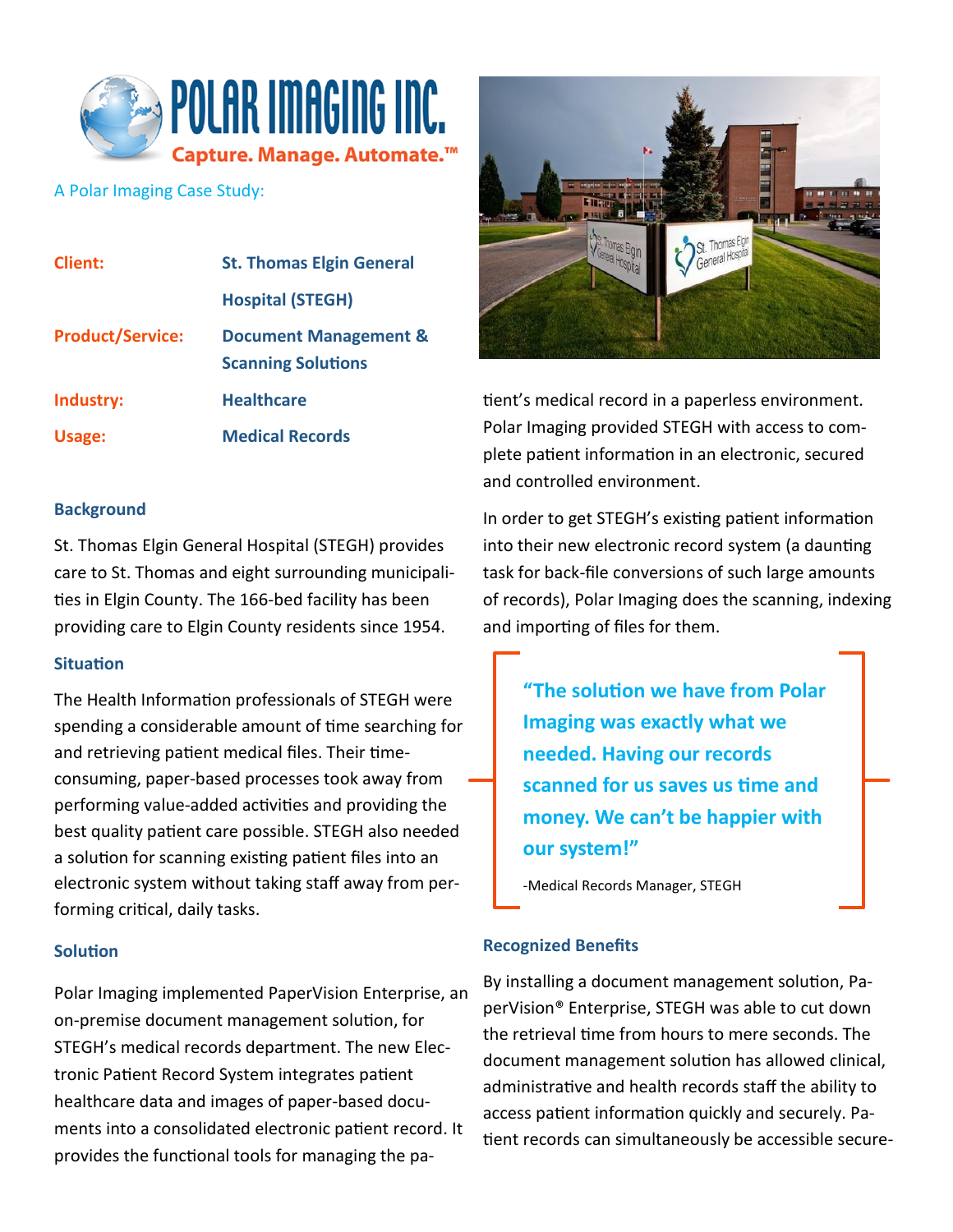POLAR IMAGING INC.

Capture. Manage. Automate.™

A Polar Imaging Case Study:

| | |
|---|---|
| **Client:** | **St. Thomas Elgin General Hospital (STEGH)** |
| **Product/Service:** | **Document Management & Scanning Solutions** |
| **Industry:** | **Healthcare** |
| **Usage:** | **Medical Records** |

### Background

St. Thomas Elgin General Hospital (STEGH) provides care to St. Thomas and eight surrounding municipalities in Elgin County. The 166-bed facility has been providing care to Elgin County residents since 1954.

### Situation

The Health Information professionals of STEGH were spending a considerable amount of time searching for and retrieving patient medical files. Their time-consuming, paper-based processes took away from performing value-added activities and providing the best quality patient care possible. STEGH also needed a solution for scanning existing patient files into an electronic system without taking staff away from performing critical, daily tasks.

### Solution

Polar Imaging implemented PaperVision Enterprise, an on-premise document management solution, for STEGH's medical records department. The new Electronic Patient Record System integrates patient healthcare data and images of paper-based documents into a consolidated electronic patient record. It provides the functional tools for managing the patient's medical record in a paperless environment. Polar Imaging provided STEGH with access to complete patient information in an electronic, secured and controlled environment.

In order to get STEGH's existing patient information into their new electronic record system (a daunting task for back-file conversions of such large amounts of records), Polar Imaging does the scanning, indexing and importing of files for them.

> **"The solution we have from Polar Imaging was exactly what we needed. Having our records scanned for us saves us time and money. We can't be happier with our system!"**
>
> -Medical Records Manager, STEGH

### Recognized Benefits

By installing a document management solution, PaperVision® Enterprise, STEGH was able to cut down the retrieval time from hours to mere seconds. The document management solution has allowed clinical, administrative and health records staff the ability to access patient information quickly and securely. Patient records can simultaneously be accessible secure-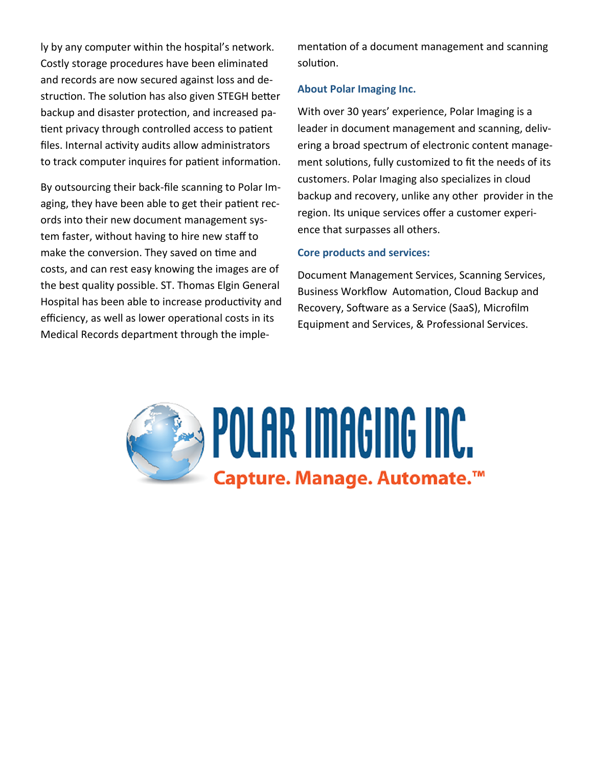ly by any computer within the hospital's network. Costly storage procedures have been eliminated and records are now secured against loss and destruction. The solution has also given STEGH better backup and disaster protection, and increased patient privacy through controlled access to patient files. Internal activity audits allow administrators to track computer inquires for patient information.

By outsourcing their back-file scanning to Polar Imaging, they have been able to get their patient records into their new document management system faster, without having to hire new staff to make the conversion. They saved on time and costs, and can rest easy knowing the images are of the best quality possible. ST. Thomas Elgin General Hospital has been able to increase productivity and efficiency, as well as lower operational costs in its Medical Records department through the implementation of a document management and scanning solution.

### About Polar Imaging Inc.

With over 30 years' experience, Polar Imaging is a leader in document management and scanning, delivering a broad spectrum of electronic content management solutions, fully customized to fit the needs of its customers. Polar Imaging also specializes in cloud backup and recovery, unlike any other provider in the region. Its unique services offer a customer experience that surpasses all others.

### Core products and services:

Document Management Services, Scanning Services, Business Workflow Automation, Cloud Backup and Recovery, Software as a Service (SaaS), Microfilm Equipment and Services, & Professional Services.

POLAR IMAGING INC.

Capture. Manage. Automate.™